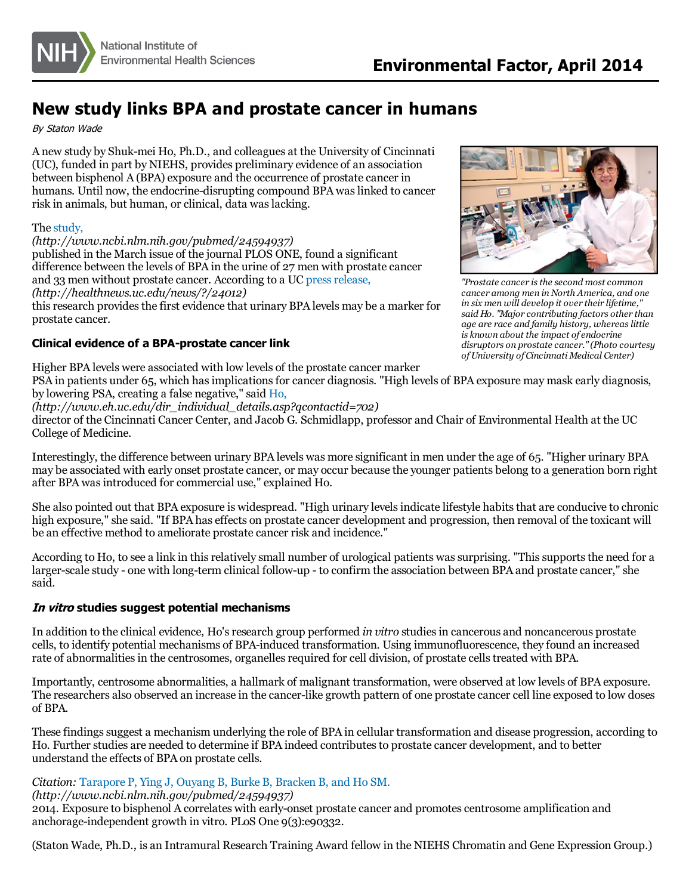# New study links BPA and prostate cancer in humans

*By Staton Wade*

A new study by Shuk-mei Ho, Ph.D., and colleagues at the University of Cincinnati (UC), funded in part by NIEHS, provides preliminary evidence of an association between bisphenol A (BPA) exposure and the occurrence of prostate cancer in humans. Until now, the endocrine-disrupting compound BPA was linked to cancer risk in animals, but human, or clinical, data was lacking.

The study, *(http://www.ncbi.nlm.nih.gov/pubmed/24594937)* published in the March issue of the journal PLOS ONE, found a significant difference between the levels of BPA in the urine of 27 men with prostate cancer and 33 men without prostate cancer. According to a UC press release, *(http://healthnews.uc.edu/news/?/24012)* this research provides the first evidence that urinary BPA levels may be a marker for prostate cancer.

*"Prostate cancer is the second most common cancer among men in North America, and one in six men will develop it over their lifetime," said Ho. "Major contributing factors other than age are race and family history, whereas little is known about the impact of endocrine disruptors on prostate cancer." (Photo courtesy of University of Cincinnati Medical Center)*

### Clinical evidence of a BPA-prostate cancer link

Higher BPA levels were associated with low levels of the prostate cancer marker PSA in patients under 65, which has implications for cancer diagnosis. "High levels of BPA exposure may mask early diagnosis, by lowering PSA, creating a false negative," said Ho, *(http://www.eh.uc.edu/dir_individual_details.asp?qcontactid=702)* director of the Cincinnati Cancer Center, and Jacob G. Schmidlapp, professor and Chair of Environmental Health at the UC College of Medicine.

Interestingly, the difference between urinary BPA levels was more significant in men under the age of 65. "Higher urinary BPA may be associated with early onset prostate cancer, or may occur because the younger patients belong to a generation born right after BPA was introduced for commercial use," explained Ho.

She also pointed out that BPA exposure is widespread. "High urinary levels indicate lifestyle habits that are conducive to chronic high exposure," she said. "If BPA has effects on prostate cancer development and progression, then removal of the toxicant will be an effective method to ameliorate prostate cancer risk and incidence."

According to Ho, to see a link in this relatively small number of urological patients was surprising. "This supports the need for a larger-scale study - one with long-term clinical follow-up - to confirm the association between BPA and prostate cancer," she said.

### *In vitro* studies suggest potential mechanisms

In addition to the clinical evidence, Ho's research group performed *in vitro* studies in cancerous and noncancerous prostate cells, to identify potential mechanisms of BPA-induced transformation. Using immunofluorescence, they found an increased rate of abnormalities in the centrosomes, organelles required for cell division, of prostate cells treated with BPA.

Importantly, centrosome abnormalities, a hallmark of malignant transformation, were observed at low levels of BPA exposure. The researchers also observed an increase in the cancer-like growth pattern of one prostate cancer cell line exposed to low doses of BPA.

These findings suggest a mechanism underlying the role of BPA in cellular transformation and disease progression, according to Ho. Further studies are needed to determine if BPA indeed contributes to prostate cancer development, and to better understand the effects of BPA on prostate cells.

*Citation:* Tarapore P, Ying J, Ouyang B, Burke B, Bracken B, and Ho SM. *(http://www.ncbi.nlm.nih.gov/pubmed/24594937)* 2014. Exposure to bisphenol A correlates with early-onset prostate cancer and promotes centrosome amplification and anchorage-independent growth in vitro. PLoS One 9(3):e90332.

(Staton Wade, Ph.D., is an Intramural Research Training Award fellow in the NIEHS Chromatin and Gene Expression Group.)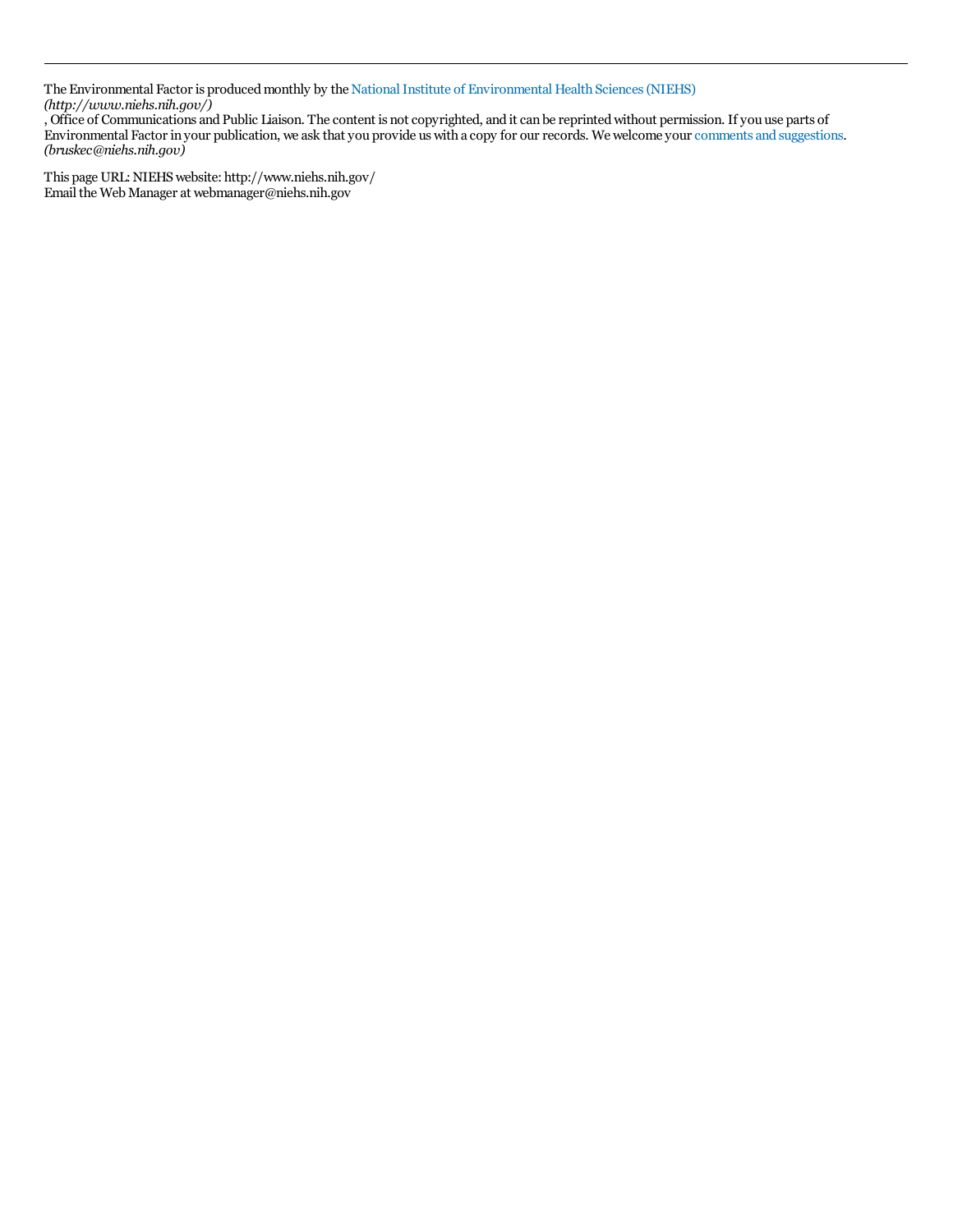---

The Environmental Factor is produced monthly by the National Institute of Environmental Health Sciences (NIEHS)
*(http://www.niehs.nih.gov/)*
, Office of Communications and Public Liaison. The content is not copyrighted, and it can be reprinted without permission. If you use parts of Environmental Factor in your publication, we ask that you provide us with a copy for our records. We welcome your comments and suggestions.
*(bruskec@niehs.nih.gov)*

This page URL: NIEHS website: http://www.niehs.nih.gov/
Email the Web Manager at webmanager@niehs.nih.gov